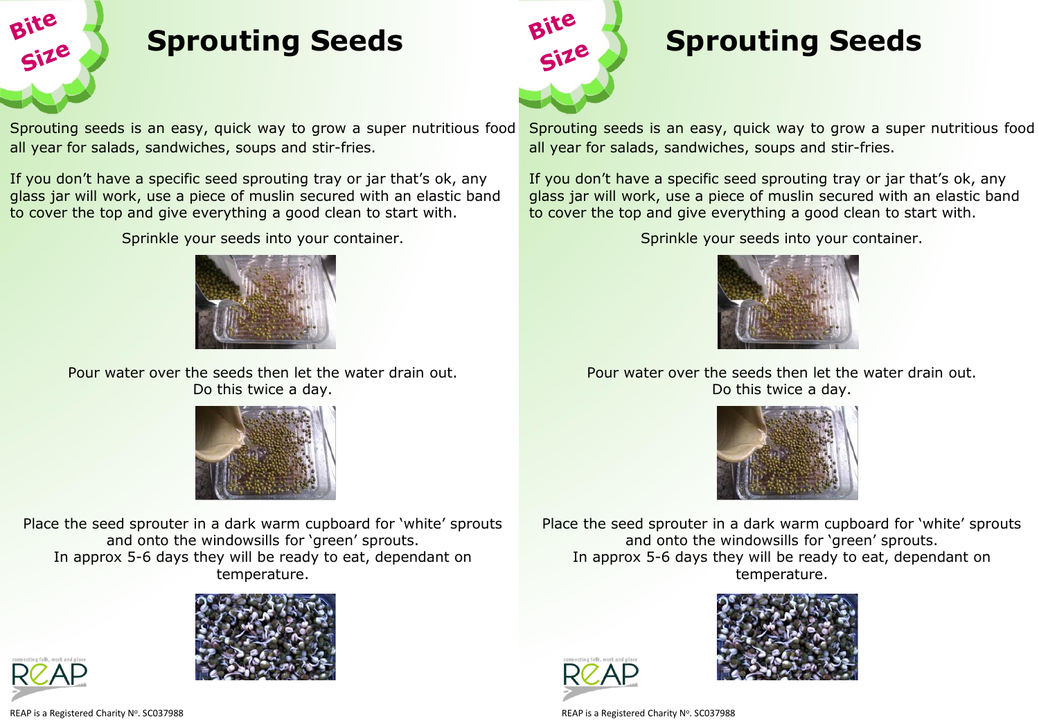Bite Size

# Sprouting Seeds

Sprouting seeds is an easy, quick way to grow a super nutritious food all year for salads, sandwiches, soups and stir-fries.

If you don't have a specific seed sprouting tray or jar that's ok, any glass jar will work, use a piece of muslin secured with an elastic band to cover the top and give everything a good clean to start with.

Sprinkle your seeds into your container.

Pour water over the seeds then let the water drain out.
Do this twice a day.

Place the seed sprouter in a dark warm cupboard for 'white' sprouts and onto the windowsills for 'green' sprouts.
In approx 5-6 days they will be ready to eat, dependant on temperature.

connecting folk, work and place
REAP

REAP is a Registered Charity Nº. SC037988

Bite Size

# Sprouting Seeds

Sprouting seeds is an easy, quick way to grow a super nutritious food all year for salads, sandwiches, soups and stir-fries.

If you don't have a specific seed sprouting tray or jar that's ok, any glass jar will work, use a piece of muslin secured with an elastic band to cover the top and give everything a good clean to start with.

Sprinkle your seeds into your container.

Pour water over the seeds then let the water drain out.
Do this twice a day.

Place the seed sprouter in a dark warm cupboard for 'white' sprouts and onto the windowsills for 'green' sprouts.
In approx 5-6 days they will be ready to eat, dependant on temperature.

connecting folk, work and place
REAP

REAP is a Registered Charity Nº. SC037988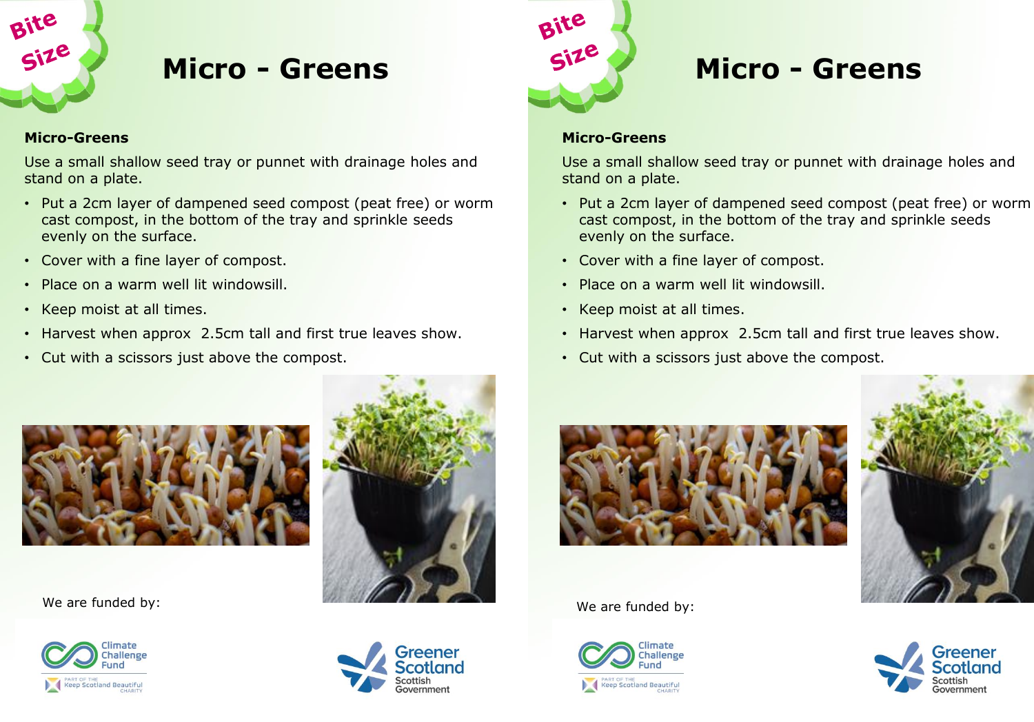Bite Size

# Micro - Greens

### Micro-Greens

Use a small shallow seed tray or punnet with drainage holes and stand on a plate.

- Put a 2cm layer of dampened seed compost (peat free) or worm cast compost, in the bottom of the tray and sprinkle seeds evenly on the surface.
- Cover with a fine layer of compost.
- Place on a warm well lit windowsill.
- Keep moist at all times.
- Harvest when approx 2.5cm tall and first true leaves show.
- Cut with a scissors just above the compost.

We are funded by:

Climate Challenge Fund
PART OF THE Keep Scotland Beautiful CHARITY

Greener Scotland
Scottish Government

Bite Size

# Micro - Greens

### Micro-Greens

Use a small shallow seed tray or punnet with drainage holes and stand on a plate.

- Put a 2cm layer of dampened seed compost (peat free) or worm cast compost, in the bottom of the tray and sprinkle seeds evenly on the surface.
- Cover with a fine layer of compost.
- Place on a warm well lit windowsill.
- Keep moist at all times.
- Harvest when approx 2.5cm tall and first true leaves show.
- Cut with a scissors just above the compost.

We are funded by:

Climate Challenge Fund
PART OF THE Keep Scotland Beautiful CHARITY

Greener Scotland
Scottish Government